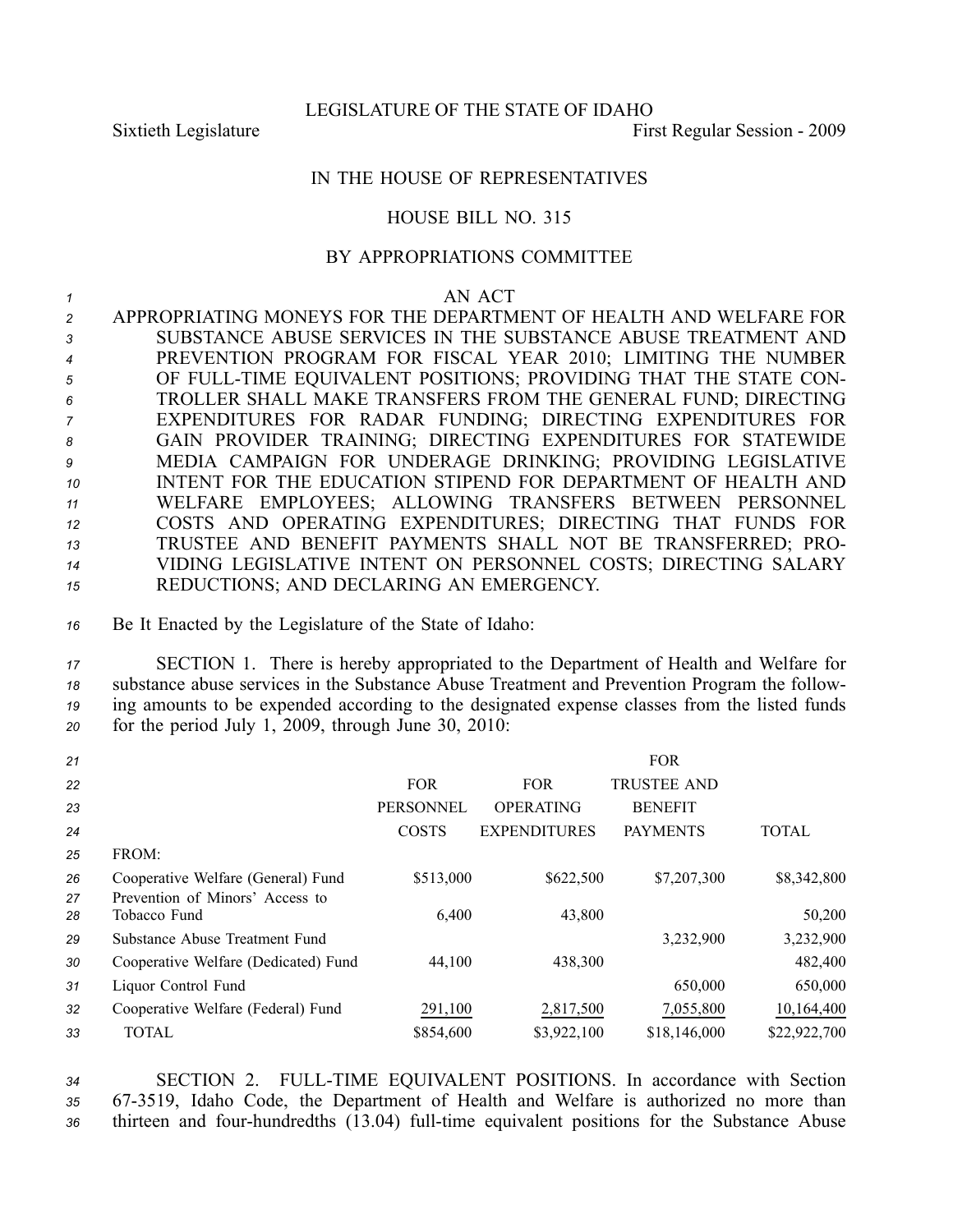LEGISLATURE OF THE STATE OF IDAHO

Sixtieth Legislature First Regular Session - 2009

# IN THE HOUSE OF REPRESENTATIVES

## HOUSE BILL NO. 315

### BY APPROPRIATIONS COMMITTEE

AN ACT

APPROPRIATING MONEYS FOR THE DEPARTMENT OF HEALTH AND WELFARE FOR SUBSTANCE ABUSE SERVICES IN THE SUBSTANCE ABUSE TREATMENT AND PREVENTION PROGRAM FOR FISCAL YEAR 2010; LIMITING THE NUMBER OF FULL-TIME EQUIVALENT POSITIONS; PROVIDING THAT THE STATE CONTROLLER SHALL MAKE TRANSFERS FROM THE GENERAL FUND; DIRECTING EXPENDITURES FOR RADAR FUNDING; DIRECTING EXPENDITURES FOR GAIN PROVIDER TRAINING; DIRECTING EXPENDITURES FOR STATEWIDE MEDIA CAMPAIGN FOR UNDERAGE DRINKING; PROVIDING LEGISLATIVE INTENT FOR THE EDUCATION STIPEND FOR DEPARTMENT OF HEALTH AND WELFARE EMPLOYEES; ALLOWING TRANSFERS BETWEEN PERSONNEL COSTS AND OPERATING EXPENDITURES; DIRECTING THAT FUNDS FOR TRUSTEE AND BENEFIT PAYMENTS SHALL NOT BE TRANSFERRED; PROVIDING LEGISLATIVE INTENT ON PERSONNEL COSTS; DIRECTING SALARY REDUCTIONS; AND DECLARING AN EMERGENCY.

Be It Enacted by the Legislature of the State of Idaho:

SECTION 1. There is hereby appropriated to the Department of Health and Welfare for substance abuse services in the Substance Abuse Treatment and Prevention Program the following amounts to be expended according to the designated expense classes from the listed funds for the period July 1, 2009, through June 30, 2010:

| | FOR PERSONNEL COSTS | FOR OPERATING EXPENDITURES | FOR TRUSTEE AND BENEFIT PAYMENTS | TOTAL |
|---|---|---|---|---|
| FROM: | | | | |
| Cooperative Welfare (General) Fund | $513,000 | $622,500 | $7,207,300 | $8,342,800 |
| Prevention of Minors' Access to Tobacco Fund | 6,400 | 43,800 | | 50,200 |
| Substance Abuse Treatment Fund | | | 3,232,900 | 3,232,900 |
| Cooperative Welfare (Dedicated) Fund | 44,100 | 438,300 | | 482,400 |
| Liquor Control Fund | | | 650,000 | 650,000 |
| Cooperative Welfare (Federal) Fund | 291,100 | 2,817,500 | 7,055,800 | 10,164,400 |
| TOTAL | $854,600 | $3,922,100 | $18,146,000 | $22,922,700 |

SECTION 2. FULL-TIME EQUIVALENT POSITIONS. In accordance with Section 67-3519, Idaho Code, the Department of Health and Welfare is authorized no more than thirteen and four-hundredths (13.04) full-time equivalent positions for the Substance Abuse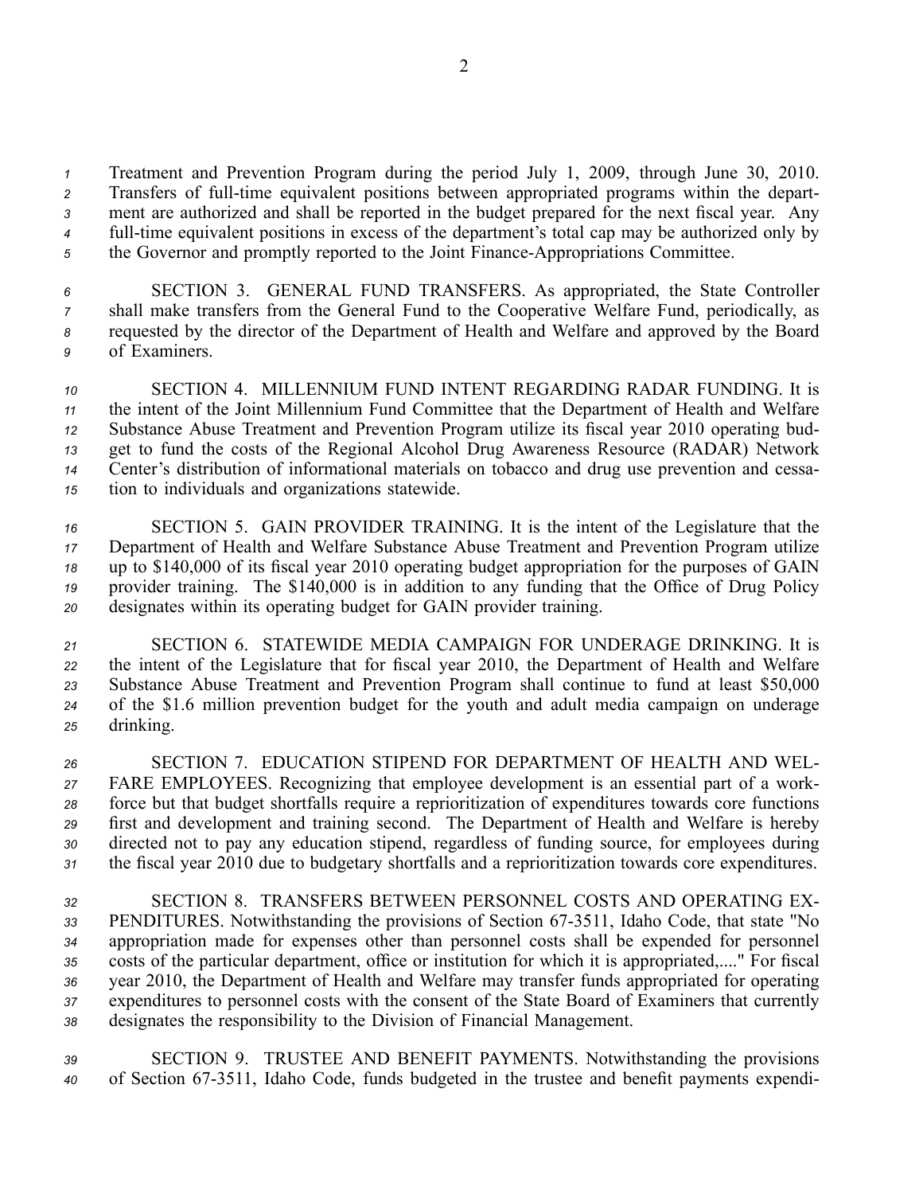Treatment and Prevention Program during the period July 1, 2009, through June 30, 2010. Transfers of full-time equivalent positions between appropriated programs within the department are authorized and shall be reported in the budget prepared for the next fiscal year. Any full-time equivalent positions in excess of the department's total cap may be authorized only by the Governor and promptly reported to the Joint Finance-Appropriations Committee.

SECTION 3. GENERAL FUND TRANSFERS. As appropriated, the State Controller shall make transfers from the General Fund to the Cooperative Welfare Fund, periodically, as requested by the director of the Department of Health and Welfare and approved by the Board of Examiners.

SECTION 4. MILLENNIUM FUND INTENT REGARDING RADAR FUNDING. It is the intent of the Joint Millennium Fund Committee that the Department of Health and Welfare Substance Abuse Treatment and Prevention Program utilize its fiscal year 2010 operating budget to fund the costs of the Regional Alcohol Drug Awareness Resource (RADAR) Network Center's distribution of informational materials on tobacco and drug use prevention and cessation to individuals and organizations statewide.

SECTION 5. GAIN PROVIDER TRAINING. It is the intent of the Legislature that the Department of Health and Welfare Substance Abuse Treatment and Prevention Program utilize up to $140,000 of its fiscal year 2010 operating budget appropriation for the purposes of GAIN provider training. The $140,000 is in addition to any funding that the Office of Drug Policy designates within its operating budget for GAIN provider training.

SECTION 6. STATEWIDE MEDIA CAMPAIGN FOR UNDERAGE DRINKING. It is the intent of the Legislature that for fiscal year 2010, the Department of Health and Welfare Substance Abuse Treatment and Prevention Program shall continue to fund at least $50,000 of the $1.6 million prevention budget for the youth and adult media campaign on underage drinking.

SECTION 7. EDUCATION STIPEND FOR DEPARTMENT OF HEALTH AND WELFARE EMPLOYEES. Recognizing that employee development is an essential part of a workforce but that budget shortfalls require a reprioritization of expenditures towards core functions first and development and training second. The Department of Health and Welfare is hereby directed not to pay any education stipend, regardless of funding source, for employees during the fiscal year 2010 due to budgetary shortfalls and a reprioritization towards core expenditures.

SECTION 8. TRANSFERS BETWEEN PERSONNEL COSTS AND OPERATING EXPENDITURES. Notwithstanding the provisions of Section 67-3511, Idaho Code, that state "No appropriation made for expenses other than personnel costs shall be expended for personnel costs of the particular department, office or institution for which it is appropriated,...." For fiscal year 2010, the Department of Health and Welfare may transfer funds appropriated for operating expenditures to personnel costs with the consent of the State Board of Examiners that currently designates the responsibility to the Division of Financial Management.

SECTION 9. TRUSTEE AND BENEFIT PAYMENTS. Notwithstanding the provisions of Section 67-3511, Idaho Code, funds budgeted in the trustee and benefit payments expendi-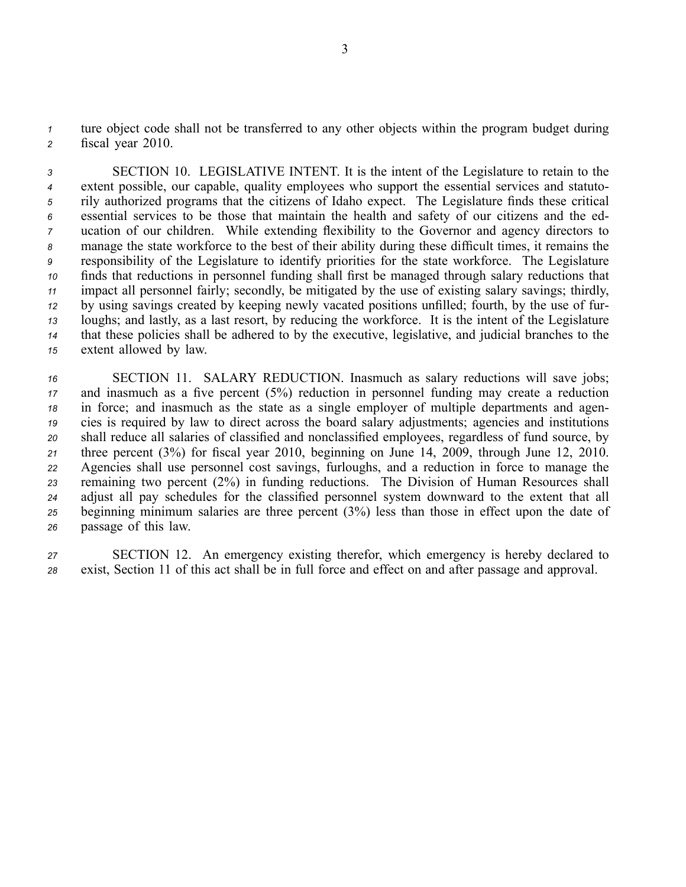ture object code shall not be transferred to any other objects within the program budget during fiscal year 2010.

SECTION 10. LEGISLATIVE INTENT. It is the intent of the Legislature to retain to the extent possible, our capable, quality employees who support the essential services and statutorily authorized programs that the citizens of Idaho expect. The Legislature finds these critical essential services to be those that maintain the health and safety of our citizens and the education of our children. While extending flexibility to the Governor and agency directors to manage the state workforce to the best of their ability during these difficult times, it remains the responsibility of the Legislature to identify priorities for the state workforce. The Legislature finds that reductions in personnel funding shall first be managed through salary reductions that impact all personnel fairly; secondly, be mitigated by the use of existing salary savings; thirdly, by using savings created by keeping newly vacated positions unfilled; fourth, by the use of furloughs; and lastly, as a last resort, by reducing the workforce. It is the intent of the Legislature that these policies shall be adhered to by the executive, legislative, and judicial branches to the extent allowed by law.

SECTION 11. SALARY REDUCTION. Inasmuch as salary reductions will save jobs; and inasmuch as a five percent (5%) reduction in personnel funding may create a reduction in force; and inasmuch as the state as a single employer of multiple departments and agencies is required by law to direct across the board salary adjustments; agencies and institutions shall reduce all salaries of classified and nonclassified employees, regardless of fund source, by three percent (3%) for fiscal year 2010, beginning on June 14, 2009, through June 12, 2010. Agencies shall use personnel cost savings, furloughs, and a reduction in force to manage the remaining two percent (2%) in funding reductions. The Division of Human Resources shall adjust all pay schedules for the classified personnel system downward to the extent that all beginning minimum salaries are three percent (3%) less than those in effect upon the date of passage of this law.

SECTION 12. An emergency existing therefor, which emergency is hereby declared to exist, Section 11 of this act shall be in full force and effect on and after passage and approval.